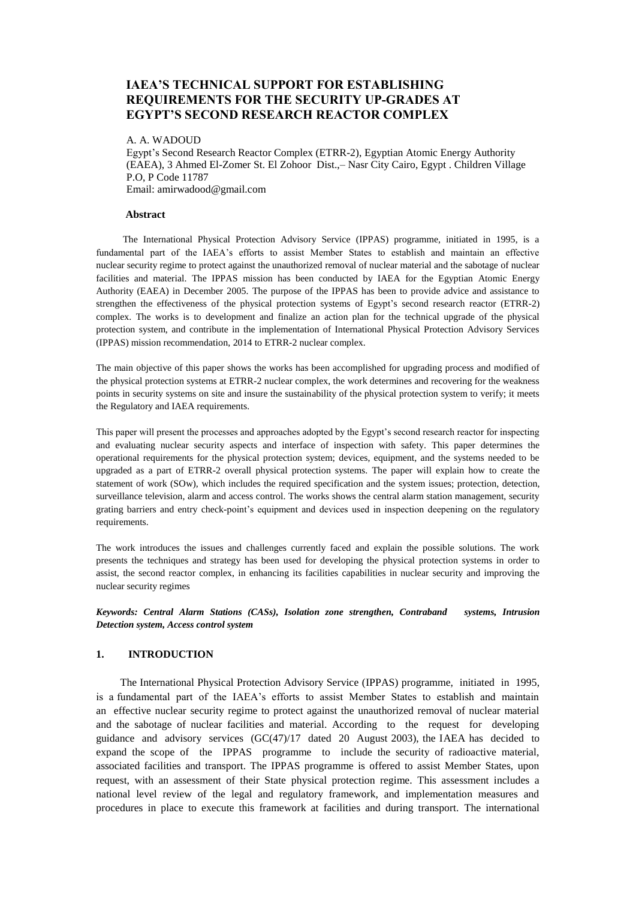# IAEA'S TECHNICAL SUPPORT FOR ESTABLISHING REQUIREMENTS FOR THE SECURITY UP-GRADES AT EGYPT'S SECOND RESEARCH REACTOR COMPLEX

A. A. WADOUD

Egypt's Second Research Reactor Complex (ETRR-2), Egyptian Atomic Energy Authority (EAEA), 3 Ahmed El-Zomer St. El Zohoor Dist.,– Nasr City Cairo, Egypt . Children Village P.O, P Code 11787

Email: amirwadood@gmail.com

## Abstract

The International Physical Protection Advisory Service (IPPAS) programme, initiated in 1995, is a fundamental part of the IAEA's efforts to assist Member States to establish and maintain an effective nuclear security regime to protect against the unauthorized removal of nuclear material and the sabotage of nuclear facilities and material. The IPPAS mission has been conducted by IAEA for the Egyptian Atomic Energy Authority (EAEA) in December 2005. The purpose of the IPPAS has been to provide advice and assistance to strengthen the effectiveness of the physical protection systems of Egypt's second research reactor (ETRR-2) complex. The works is to development and finalize an action plan for the technical upgrade of the physical protection system, and contribute in the implementation of International Physical Protection Advisory Services (IPPAS) mission recommendation, 2014 to ETRR-2 nuclear complex.

The main objective of this paper shows the works has been accomplished for upgrading process and modified of the physical protection systems at ETRR-2 nuclear complex, the work determines and recovering for the weakness points in security systems on site and insure the sustainability of the physical protection system to verify; it meets the Regulatory and IAEA requirements.

This paper will present the processes and approaches adopted by the Egypt's second research reactor for inspecting and evaluating nuclear security aspects and interface of inspection with safety. This paper determines the operational requirements for the physical protection system; devices, equipment, and the systems needed to be upgraded as a part of ETRR-2 overall physical protection systems. The paper will explain how to create the statement of work (SOw), which includes the required specification and the system issues; protection, detection, surveillance television, alarm and access control. The works shows the central alarm station management, security grating barriers and entry check-point's equipment and devices used in inspection deepening on the regulatory requirements.

The work introduces the issues and challenges currently faced and explain the possible solutions. The work presents the techniques and strategy has been used for developing the physical protection systems in order to assist, the second reactor complex, in enhancing its facilities capabilities in nuclear security and improving the nuclear security regimes

***Keywords: Central Alarm Stations (CASs), Isolation zone strengthen, Contraband systems, Intrusion Detection system, Access control system***

## 1. INTRODUCTION

The International Physical Protection Advisory Service (IPPAS) programme, initiated in 1995, is a fundamental part of the IAEA's efforts to assist Member States to establish and maintain an effective nuclear security regime to protect against the unauthorized removal of nuclear material and the sabotage of nuclear facilities and material. According to the request for developing guidance and advisory services (GC(47)/17 dated 20 August 2003), the IAEA has decided to expand the scope of the IPPAS programme to include the security of radioactive material, associated facilities and transport. The IPPAS programme is offered to assist Member States, upon request, with an assessment of their State physical protection regime. This assessment includes a national level review of the legal and regulatory framework, and implementation measures and procedures in place to execute this framework at facilities and during transport. The international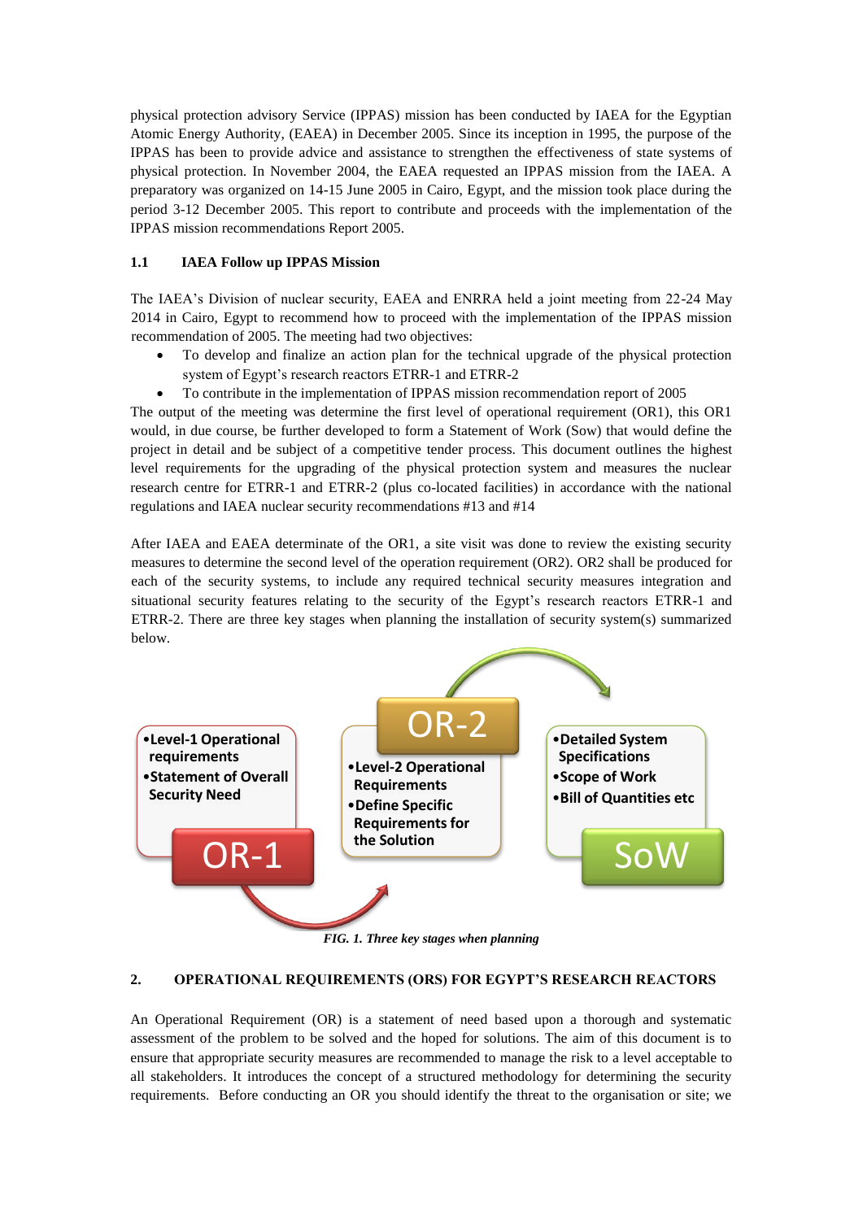physical protection advisory Service (IPPAS) mission has been conducted by IAEA for the Egyptian Atomic Energy Authority, (EAEA) in December 2005. Since its inception in 1995, the purpose of the IPPAS has been to provide advice and assistance to strengthen the effectiveness of state systems of physical protection. In November 2004, the EAEA requested an IPPAS mission from the IAEA. A preparatory was organized on 14-15 June 2005 in Cairo, Egypt, and the mission took place during the period 3-12 December 2005. This report to contribute and proceeds with the implementation of the IPPAS mission recommendations Report 2005.

### 1.1 IAEA Follow up IPPAS Mission

The IAEA's Division of nuclear security, EAEA and ENRRA held a joint meeting from 22-24 May 2014 in Cairo, Egypt to recommend how to proceed with the implementation of the IPPAS mission recommendation of 2005. The meeting had two objectives:

- To develop and finalize an action plan for the technical upgrade of the physical protection system of Egypt's research reactors ETRR-1 and ETRR-2
- To contribute in the implementation of IPPAS mission recommendation report of 2005

The output of the meeting was determine the first level of operational requirement (OR1), this OR1 would, in due course, be further developed to form a Statement of Work (Sow) that would define the project in detail and be subject of a competitive tender process. This document outlines the highest level requirements for the upgrading of the physical protection system and measures the nuclear research centre for ETRR-1 and ETRR-2 (plus co-located facilities) in accordance with the national regulations and IAEA nuclear security recommendations #13 and #14

After IAEA and EAEA determinate of the OR1, a site visit was done to review the existing security measures to determine the second level of the operation requirement (OR2). OR2 shall be produced for each of the security systems, to include any required technical security measures integration and situational security features relating to the security of the Egypt's research reactors ETRR-1 and ETRR-2. There are three key stages when planning the installation of security system(s) summarized below.

**OR-1**
- Level-1 Operational requirements
- Statement of Overall Security Need

**OR-2**
- Level-2 Operational Requirements
- Define Specific Requirements for the Solution

**SoW**
- Detailed System Specifications
- Scope of Work
- Bill of Quantities etc

*FIG. 1. Three key stages when planning*

## 2. OPERATIONAL REQUIREMENTS (ORS) FOR EGYPT'S RESEARCH REACTORS

An Operational Requirement (OR) is a statement of need based upon a thorough and systematic assessment of the problem to be solved and the hoped for solutions. The aim of this document is to ensure that appropriate security measures are recommended to manage the risk to a level acceptable to all stakeholders. It introduces the concept of a structured methodology for determining the security requirements. Before conducting an OR you should identify the threat to the organisation or site; we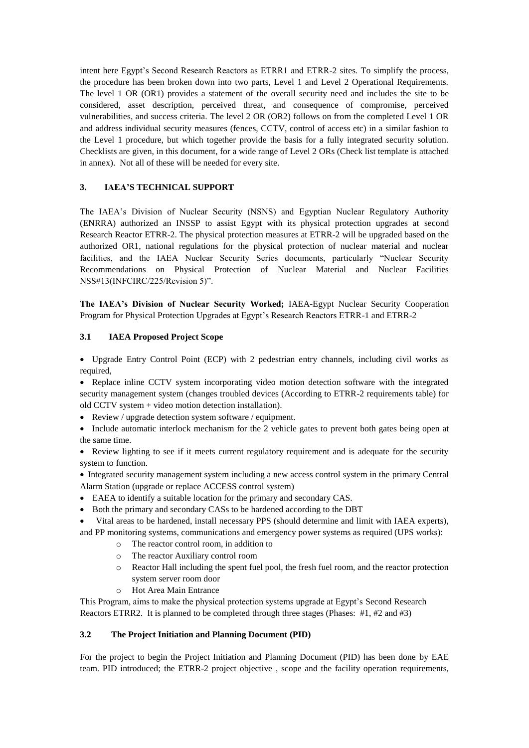intent here Egypt's Second Research Reactors as ETRR1 and ETRR-2 sites. To simplify the process, the procedure has been broken down into two parts, Level 1 and Level 2 Operational Requirements. The level 1 OR (OR1) provides a statement of the overall security need and includes the site to be considered, asset description, perceived threat, and consequence of compromise, perceived vulnerabilities, and success criteria. The level 2 OR (OR2) follows on from the completed Level 1 OR and address individual security measures (fences, CCTV, control of access etc) in a similar fashion to the Level 1 procedure, but which together provide the basis for a fully integrated security solution. Checklists are given, in this document, for a wide range of Level 2 ORs (Check list template is attached in annex). Not all of these will be needed for every site.

## 3. IAEA'S TECHNICAL SUPPORT

The IAEA's Division of Nuclear Security (NSNS) and Egyptian Nuclear Regulatory Authority (ENRRA) authorized an INSSP to assist Egypt with its physical protection upgrades at second Research Reactor ETRR-2. The physical protection measures at ETRR-2 will be upgraded based on the authorized OR1, national regulations for the physical protection of nuclear material and nuclear facilities, and the IAEA Nuclear Security Series documents, particularly "Nuclear Security Recommendations on Physical Protection of Nuclear Material and Nuclear Facilities NSS#13(INFCIRC/225/Revision 5)".

**The IAEA's Division of Nuclear Security Worked;** IAEA-Egypt Nuclear Security Cooperation Program for Physical Protection Upgrades at Egypt's Research Reactors ETRR-1 and ETRR-2

### 3.1 IAEA Proposed Project Scope

- Upgrade Entry Control Point (ECP) with 2 pedestrian entry channels, including civil works as required,
- Replace inline CCTV system incorporating video motion detection software with the integrated security management system (changes troubled devices (According to ETRR-2 requirements table) for old CCTV system + video motion detection installation).
- Review / upgrade detection system software / equipment.
- Include automatic interlock mechanism for the 2 vehicle gates to prevent both gates being open at the same time.
- Review lighting to see if it meets current regulatory requirement and is adequate for the security system to function.
- Integrated security management system including a new access control system in the primary Central Alarm Station (upgrade or replace ACCESS control system)
- EAEA to identify a suitable location for the primary and secondary CAS.
- Both the primary and secondary CASs to be hardened according to the DBT
- Vital areas to be hardened, install necessary PPS (should determine and limit with IAEA experts), and PP monitoring systems, communications and emergency power systems as required (UPS works):
  - The reactor control room, in addition to
  - The reactor Auxiliary control room
  - Reactor Hall including the spent fuel pool, the fresh fuel room, and the reactor protection system server room door
  - Hot Area Main Entrance

This Program, aims to make the physical protection systems upgrade at Egypt's Second Research Reactors ETRR2. It is planned to be completed through three stages (Phases: #1, #2 and #3)

### 3.2 The Project Initiation and Planning Document (PID)

For the project to begin the Project Initiation and Planning Document (PID) has been done by EAE team. PID introduced; the ETRR-2 project objective , scope and the facility operation requirements,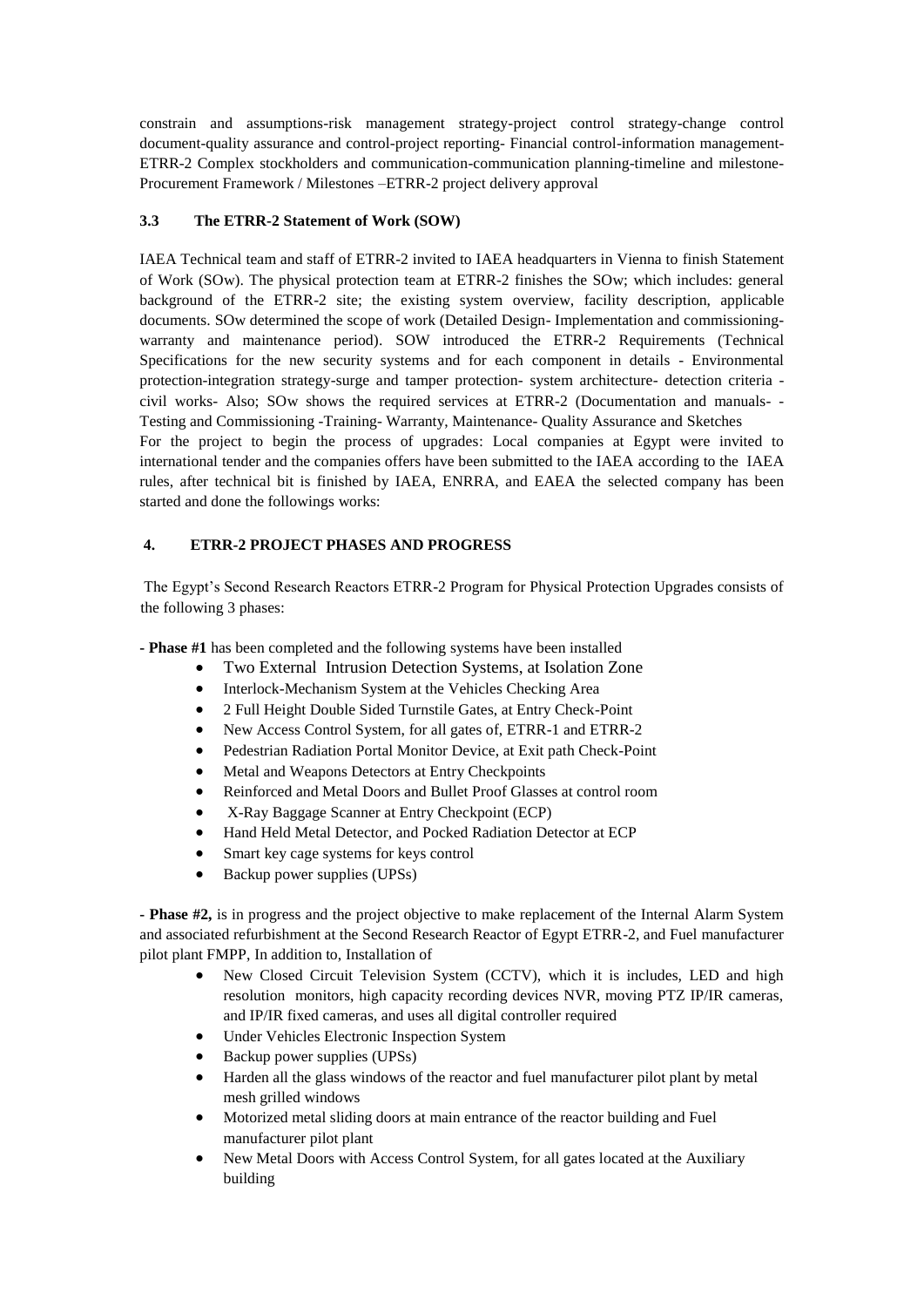constrain and assumptions-risk management strategy-project control strategy-change control document-quality assurance and control-project reporting- Financial control-information management-ETRR-2 Complex stockholders and communication-communication planning-timeline and milestone-Procurement Framework / Milestones –ETRR-2 project delivery approval

### 3.3 The ETRR-2 Statement of Work (SOW)

IAEA Technical team and staff of ETRR-2 invited to IAEA headquarters in Vienna to finish Statement of Work (SOw). The physical protection team at ETRR-2 finishes the SOw; which includes: general background of the ETRR-2 site; the existing system overview, facility description, applicable documents. SOw determined the scope of work (Detailed Design- Implementation and commissioning-warranty and maintenance period). SOW introduced the ETRR-2 Requirements (Technical Specifications for the new security systems and for each component in details - Environmental protection-integration strategy-surge and tamper protection- system architecture- detection criteria - civil works- Also; SOw shows the required services at ETRR-2 (Documentation and manuals- -Testing and Commissioning -Training- Warranty, Maintenance- Quality Assurance and Sketches

For the project to begin the process of upgrades: Local companies at Egypt were invited to international tender and the companies offers have been submitted to the IAEA according to the IAEA rules, after technical bit is finished by IAEA, ENRRA, and EAEA the selected company has been started and done the followings works:

## 4. ETRR-2 PROJECT PHASES AND PROGRESS

The Egypt's Second Research Reactors ETRR-2 Program for Physical Protection Upgrades consists of the following 3 phases:

**- Phase #1** has been completed and the following systems have been installed

- Two External Intrusion Detection Systems, at Isolation Zone
- Interlock-Mechanism System at the Vehicles Checking Area
- 2 Full Height Double Sided Turnstile Gates, at Entry Check-Point
- New Access Control System, for all gates of, ETRR-1 and ETRR-2
- Pedestrian Radiation Portal Monitor Device, at Exit path Check-Point
- Metal and Weapons Detectors at Entry Checkpoints
- Reinforced and Metal Doors and Bullet Proof Glasses at control room
- X-Ray Baggage Scanner at Entry Checkpoint (ECP)
- Hand Held Metal Detector, and Pocked Radiation Detector at ECP
- Smart key cage systems for keys control
- Backup power supplies (UPSs)

**- Phase #2,** is in progress and the project objective to make replacement of the Internal Alarm System and associated refurbishment at the Second Research Reactor of Egypt ETRR-2, and Fuel manufacturer pilot plant FMPP, In addition to, Installation of

- New Closed Circuit Television System (CCTV), which it is includes, LED and high resolution monitors, high capacity recording devices NVR, moving PTZ IP/IR cameras, and IP/IR fixed cameras, and uses all digital controller required
- Under Vehicles Electronic Inspection System
- Backup power supplies (UPSs)
- Harden all the glass windows of the reactor and fuel manufacturer pilot plant by metal mesh grilled windows
- Motorized metal sliding doors at main entrance of the reactor building and Fuel manufacturer pilot plant
- New Metal Doors with Access Control System, for all gates located at the Auxiliary building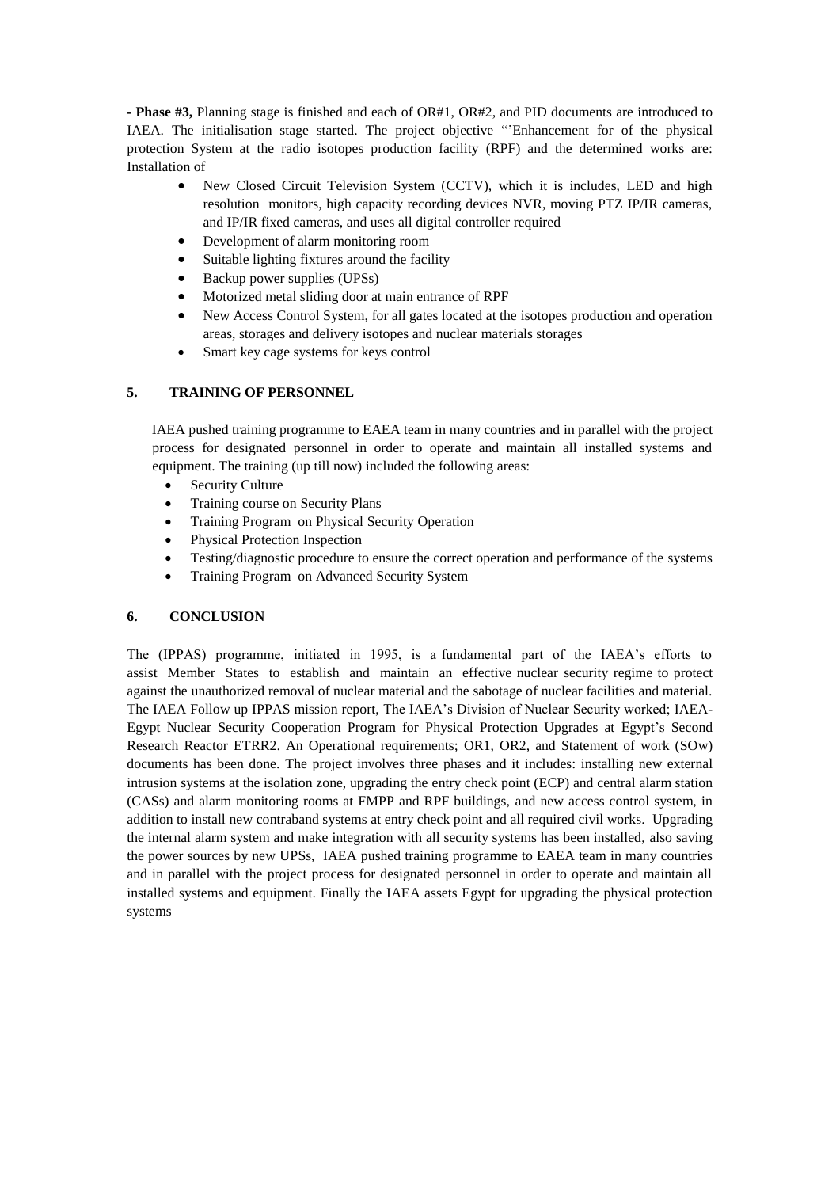**- Phase #3,** Planning stage is finished and each of OR#1, OR#2, and PID documents are introduced to IAEA. The initialisation stage started. The project objective "'Enhancement for of the physical protection System at the radio isotopes production facility (RPF) and the determined works are: Installation of

- New Closed Circuit Television System (CCTV), which it is includes, LED and high resolution monitors, high capacity recording devices NVR, moving PTZ IP/IR cameras, and IP/IR fixed cameras, and uses all digital controller required
- Development of alarm monitoring room
- Suitable lighting fixtures around the facility
- Backup power supplies (UPSs)
- Motorized metal sliding door at main entrance of RPF
- New Access Control System, for all gates located at the isotopes production and operation areas, storages and delivery isotopes and nuclear materials storages
- Smart key cage systems for keys control

## 5. TRAINING OF PERSONNEL

IAEA pushed training programme to EAEA team in many countries and in parallel with the project process for designated personnel in order to operate and maintain all installed systems and equipment. The training (up till now) included the following areas:

- Security Culture
- Training course on Security Plans
- Training Program on Physical Security Operation
- Physical Protection Inspection
- Testing/diagnostic procedure to ensure the correct operation and performance of the systems
- Training Program on Advanced Security System

## 6. CONCLUSION

The (IPPAS) programme, initiated in 1995, is a fundamental part of the IAEA's efforts to assist Member States to establish and maintain an effective nuclear security regime to protect against the unauthorized removal of nuclear material and the sabotage of nuclear facilities and material. The IAEA Follow up IPPAS mission report, The IAEA's Division of Nuclear Security worked; IAEA-Egypt Nuclear Security Cooperation Program for Physical Protection Upgrades at Egypt's Second Research Reactor ETRR2. An Operational requirements; OR1, OR2, and Statement of work (SOw) documents has been done. The project involves three phases and it includes: installing new external intrusion systems at the isolation zone, upgrading the entry check point (ECP) and central alarm station (CASs) and alarm monitoring rooms at FMPP and RPF buildings, and new access control system, in addition to install new contraband systems at entry check point and all required civil works. Upgrading the internal alarm system and make integration with all security systems has been installed, also saving the power sources by new UPSs, IAEA pushed training programme to EAEA team in many countries and in parallel with the project process for designated personnel in order to operate and maintain all installed systems and equipment. Finally the IAEA assets Egypt for upgrading the physical protection systems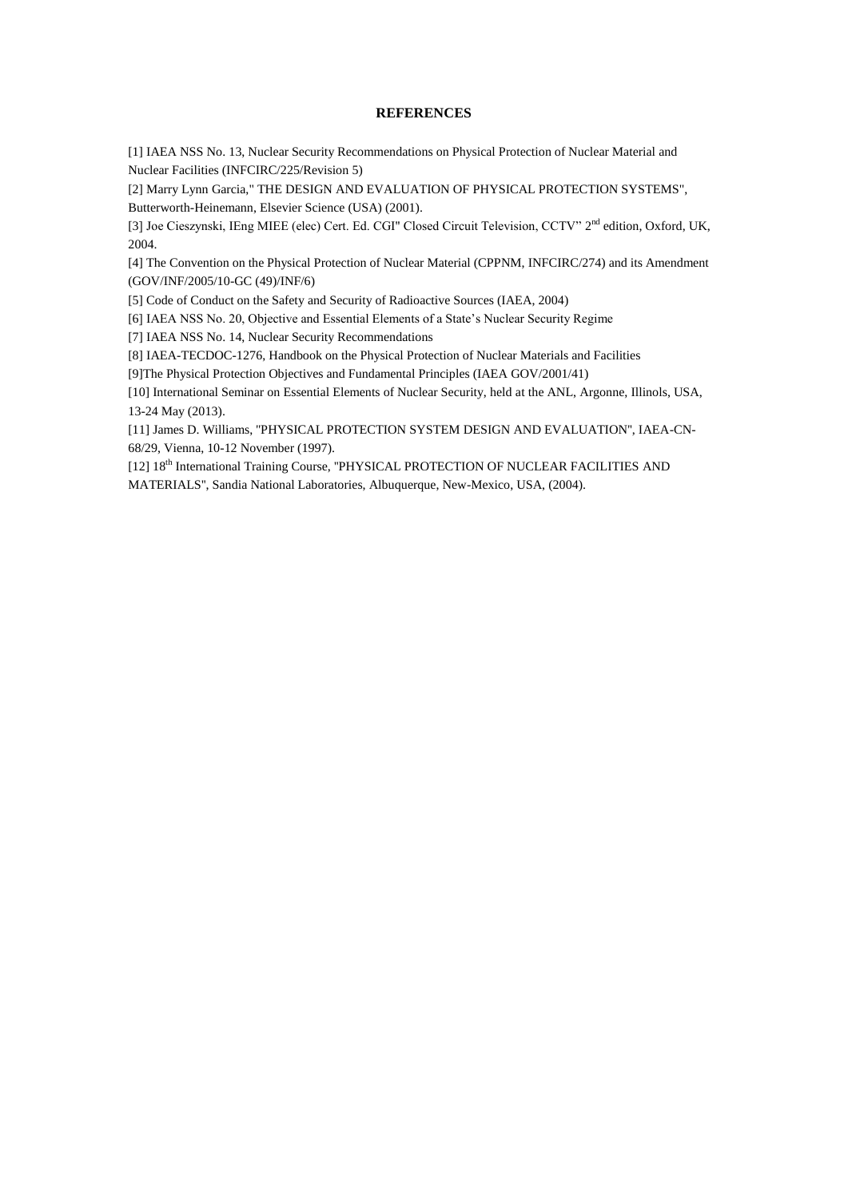## REFERENCES

[1] IAEA NSS No. 13, Nuclear Security Recommendations on Physical Protection of Nuclear Material and Nuclear Facilities (INFCIRC/225/Revision 5)

[2] Marry Lynn Garcia," THE DESIGN AND EVALUATION OF PHYSICAL PROTECTION SYSTEMS", Butterworth-Heinemann, Elsevier Science (USA) (2001).

[3] Joe Cieszynski, IEng MIEE (elec) Cert. Ed. CGI" Closed Circuit Television, CCTV" 2nd edition, Oxford, UK, 2004.

[4] The Convention on the Physical Protection of Nuclear Material (CPPNM, INFCIRC/274) and its Amendment (GOV/INF/2005/10-GC (49)/INF/6)

[5] Code of Conduct on the Safety and Security of Radioactive Sources (IAEA, 2004)

[6] IAEA NSS No. 20, Objective and Essential Elements of a State's Nuclear Security Regime

[7] IAEA NSS No. 14, Nuclear Security Recommendations

[8] IAEA-TECDOC-1276, Handbook on the Physical Protection of Nuclear Materials and Facilities

[9]The Physical Protection Objectives and Fundamental Principles (IAEA GOV/2001/41)

[10] International Seminar on Essential Elements of Nuclear Security, held at the ANL, Argonne, Illinols, USA, 13-24 May (2013).

[11] James D. Williams, "PHYSICAL PROTECTION SYSTEM DESIGN AND EVALUATION", IAEA-CN-68/29, Vienna, 10-12 November (1997).

[12] 18th International Training Course, "PHYSICAL PROTECTION OF NUCLEAR FACILITIES AND MATERIALS", Sandia National Laboratories, Albuquerque, New-Mexico, USA, (2004).